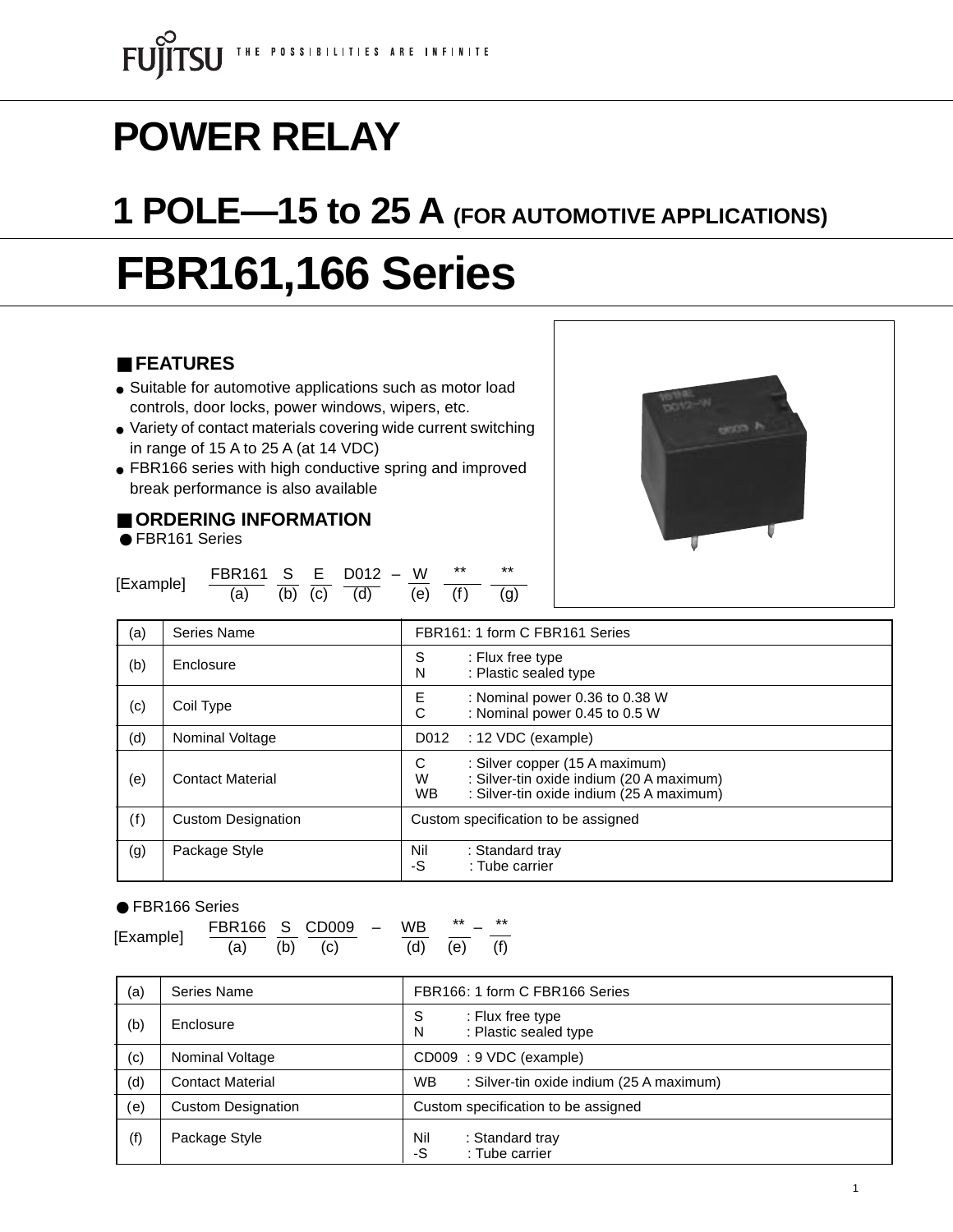FUJITSU THE POSSIBILITIES ARE INFINITE

# POWER RELAY

## 1 POLE—15 to 25 A (FOR AUTOMOTIVE APPLICATIONS)

# FBR161,166 Series

### ■ FEATURES

- Suitable for automotive applications such as motor load controls, door locks, power windows, wipers, etc.
- Variety of contact materials covering wide current switching in range of 15 A to 25 A (at 14 VDC)
- FBR166 series with high conductive spring and improved break performance is also available

### ■ ORDERING INFORMATION

● FBR161 Series

[Example] FBR161 S E D012 – W ** **
(a) (b) (c) (d) (e) (f) (g)

| | | |
|---|---|---|
| (a) | Series Name | FBR161: 1 form C FBR161 Series |
| (b) | Enclosure | S : Flux free type<br>N : Plastic sealed type |
| (c) | Coil Type | E : Nominal power 0.36 to 0.38 W<br>C : Nominal power 0.45 to 0.5 W |
| (d) | Nominal Voltage | D012 : 12 VDC (example) |
| (e) | Contact Material | C : Silver copper (15 A maximum)<br>W : Silver-tin oxide indium (20 A maximum)<br>WB : Silver-tin oxide indium (25 A maximum) |
| (f) | Custom Designation | Custom specification to be assigned |
| (g) | Package Style | Nil : Standard tray<br>-S : Tube carrier |

● FBR166 Series

[Example] FBR166 S CD009 – WB ** – **
(a) (b) (c) (d) (e) (f)

| | | |
|---|---|---|
| (a) | Series Name | FBR166: 1 form C FBR166 Series |
| (b) | Enclosure | S : Flux free type<br>N : Plastic sealed type |
| (c) | Nominal Voltage | CD009 : 9 VDC (example) |
| (d) | Contact Material | WB : Silver-tin oxide indium (25 A maximum) |
| (e) | Custom Designation | Custom specification to be assigned |
| (f) | Package Style | Nil : Standard tray<br>-S : Tube carrier |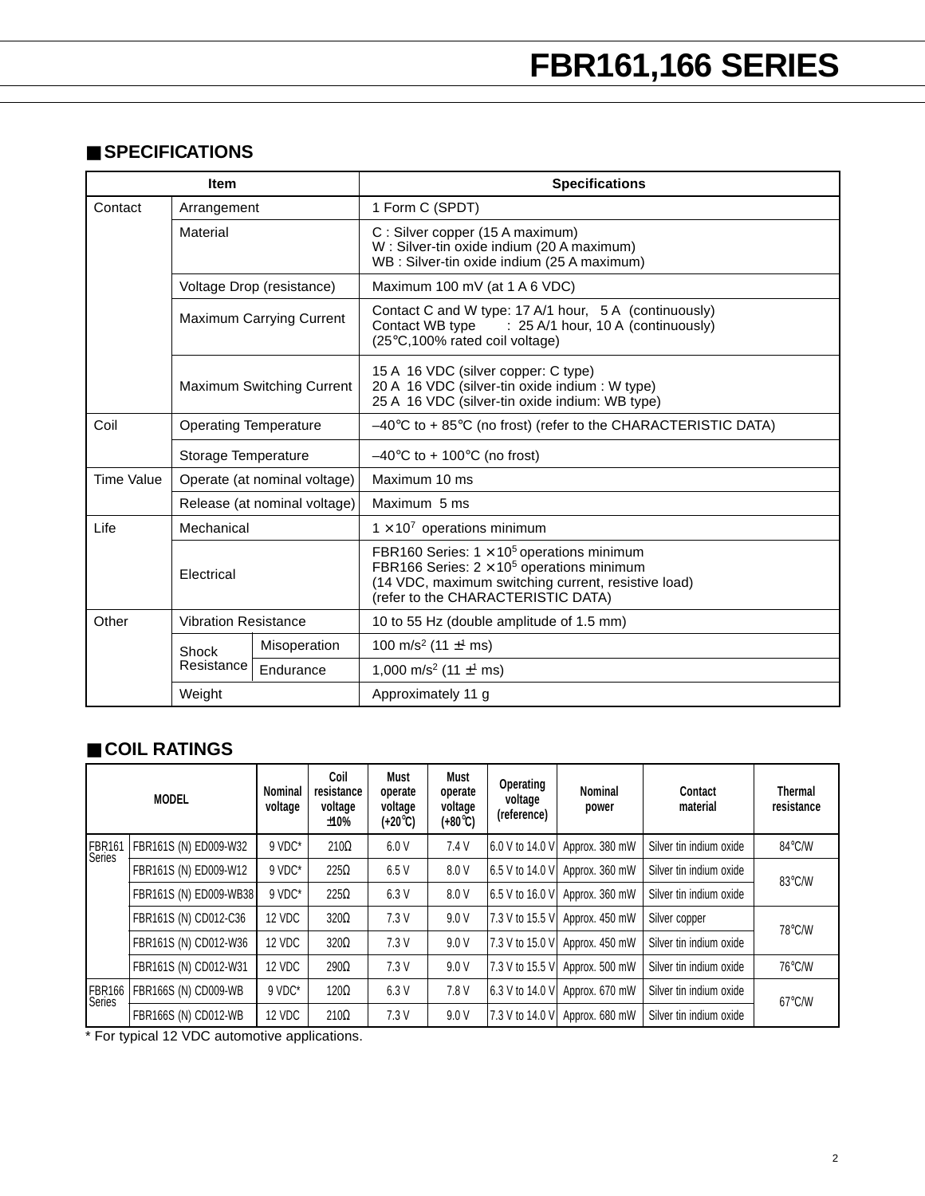# FBR161,166 SERIES

## ■ SPECIFICATIONS

| Item | | | Specifications |
|---|---|---|---|
| Contact | Arrangement | | 1 Form C (SPDT) |
| | Material | | C : Silver copper (15 A maximum)<br>W : Silver-tin oxide indium (20 A maximum)<br>WB : Silver-tin oxide indium (25 A maximum) |
| | Voltage Drop (resistance) | | Maximum 100 mV (at 1 A 6 VDC) |
| | Maximum Carrying Current | | Contact C and W type: 17 A/1 hour, 5 A (continuously)<br>Contact WB type : 25 A/1 hour, 10 A (continuously)<br>(25°C,100% rated coil voltage) |
| | Maximum Switching Current | | 15 A 16 VDC (silver copper: C type)<br>20 A 16 VDC (silver-tin oxide indium : W type)<br>25 A 16 VDC (silver-tin oxide indium: WB type) |
| Coil | Operating Temperature | | –40°C to + 85°C (no frost) (refer to the CHARACTERISTIC DATA) |
| | Storage Temperature | | –40°C to + 100°C (no frost) |
| Time Value | Operate (at nominal voltage) | | Maximum 10 ms |
| | Release (at nominal voltage) | | Maximum 5 ms |
| Life | Mechanical | | $1 \times 10^7$ operations minimum |
| | Electrical | | FBR160 Series: $1 \times 10^5$ operations minimum<br>FBR166 Series: $2 \times 10^5$ operations minimum<br>(14 VDC, maximum switching current, resistive load)<br>(refer to the CHARACTERISTIC DATA) |
| Other | Vibration Resistance | | 10 to 55 Hz (double amplitude of 1.5 mm) |
| | Shock Resistance | Misoperation | 100 $m/s^2$ (11 ±1 ms) |
| | | Endurance | 1,000 $m/s^2$ (11 ±1 ms) |
| | Weight | | Approximately 11 g |

## ■ COIL RATINGS

| MODEL | | Nominal voltage | Coil resistance voltage ±10% | Must operate voltage (+20°C) | Must operate voltage (+80°C) | Operating voltage (reference) | Nominal power | Contact material | Thermal resistance |
|---|---|---|---|---|---|---|---|---|---|
| FBR161 Series | FBR161S (N) ED009-W32 | 9 VDC* | 210Ω | 6.0 V | 7.4 V | 6.0 V to 14.0 V | Approx. 380 mW | Silver tin indium oxide | 84°C/W |
| | FBR161S (N) ED009-W12 | 9 VDC* | 225Ω | 6.5 V | 8.0 V | 6.5 V to 14.0 V | Approx. 360 mW | Silver tin indium oxide | 83°C/W |
| | FBR161S (N) ED009-WB38 | 9 VDC* | 225Ω | 6.3 V | 8.0 V | 6.5 V to 16.0 V | Approx. 360 mW | Silver tin indium oxide | |
| | FBR161S (N) CD012-C36 | 12 VDC | 320Ω | 7.3 V | 9.0 V | 7.3 V to 15.5 V | Approx. 450 mW | Silver copper | 78°C/W |
| | FBR161S (N) CD012-W36 | 12 VDC | 320Ω | 7.3 V | 9.0 V | 7.3 V to 15.0 V | Approx. 450 mW | Silver tin indium oxide | |
| | FBR161S (N) CD012-W31 | 12 VDC | 290Ω | 7.3 V | 9.0 V | 7.3 V to 15.5 V | Approx. 500 mW | Silver tin indium oxide | 76°C/W |
| FBR166 Series | FBR166S (N) CD009-WB | 9 VDC* | 120Ω | 6.3 V | 7.8 V | 6.3 V to 14.0 V | Approx. 670 mW | Silver tin indium oxide | 67°C/W |
| | FBR166S (N) CD012-WB | 12 VDC | 210Ω | 7.3 V | 9.0 V | 7.3 V to 14.0 V | Approx. 680 mW | Silver tin indium oxide | |

* For typical 12 VDC automotive applications.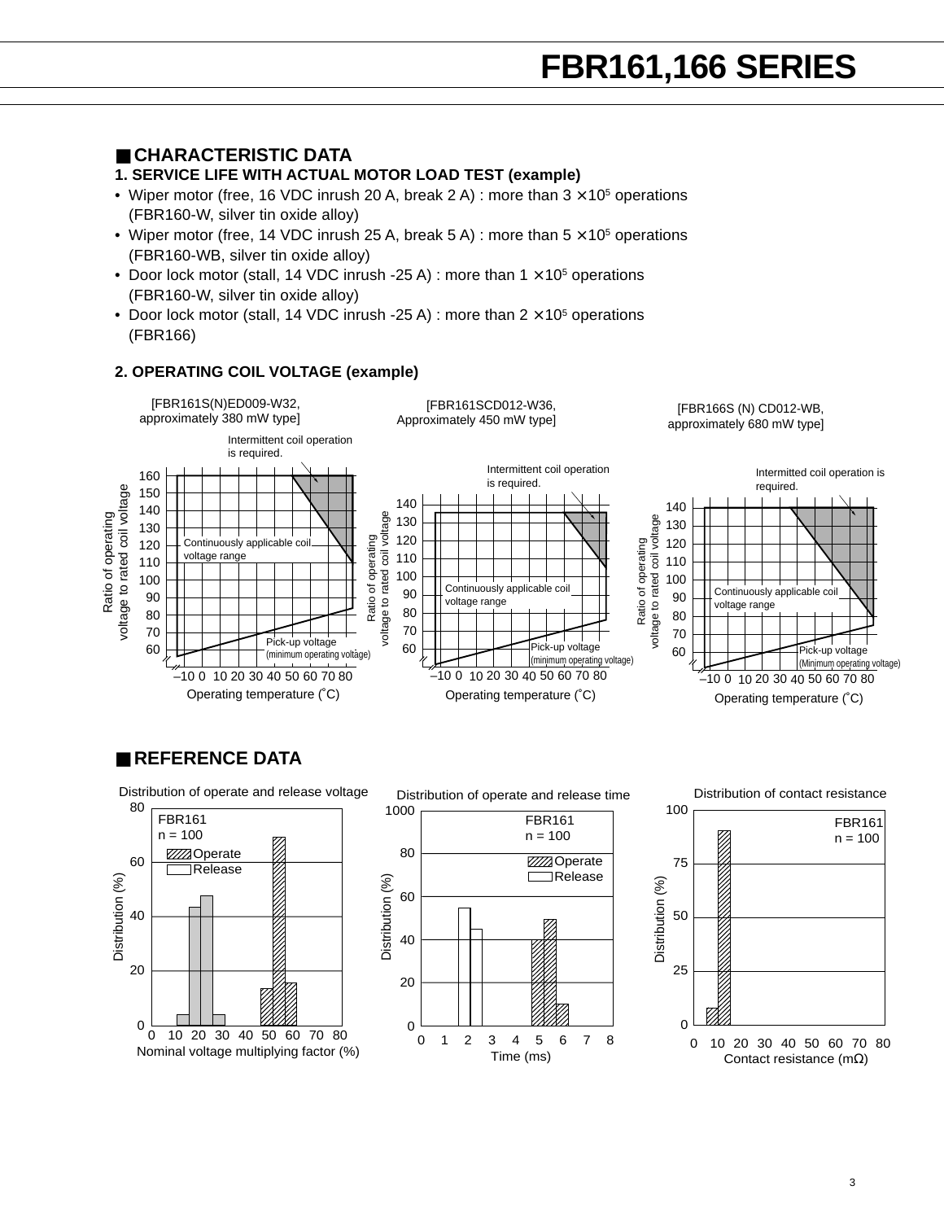## CHARACTERISTIC DATA

### 1. SERVICE LIFE WITH ACTUAL MOTOR LOAD TEST (example)

- Wiper motor (free, 16 VDC inrush 20 A, break 2 A) : more than $3 \times 10^5$ operations (FBR160-W, silver tin oxide alloy)
- Wiper motor (free, 14 VDC inrush 25 A, break 5 A) : more than $5 \times 10^5$ operations (FBR160-WB, silver tin oxide alloy)
- Door lock motor (stall, 14 VDC inrush -25 A) : more than $1 \times 10^5$ operations (FBR160-W, silver tin oxide alloy)
- Door lock motor (stall, 14 VDC inrush -25 A) : more than $2 \times 10^5$ operations (FBR166)

### 2. OPERATING COIL VOLTAGE (example)

[FBR161S(N)ED009-W32, approximately 380 mW type]

Intermittent coil operation is required.

Continuously applicable coil voltage range

Pick-up voltage (minimum operating voltage)

Ratio of operating voltage to rated coil voltage

Operating temperature (˚C)

[FBR161SCD012-W36, Approximately 450 mW type]

Intermittent coil operation is required.

Continuously applicable coil voltage range

Pick-up voltage (minimum operating voltage)

Ratio of operating voltage to rated coil voltage

Operating temperature (˚C)

[FBR166S (N) CD012-WB, approximately 680 mW type]

Intermitted coil operation is required.

Continuously applicable coil voltage range

Pick-up voltage (Minimum operating voltage)

Ratio of operating voltage to rated coil voltage

Operating temperature (˚C)

## REFERENCE DATA

Distribution of operate and release voltage

FBR161 n = 100

Operate / Release

Distribution (%)

Nominal voltage multiplying factor (%)

Distribution of operate and release time

FBR161 n = 100

Operate / Release

Distribution (%)

Time (ms)

Distribution of contact resistance

FBR161 n = 100

Distribution (%)

Contact resistance (mΩ)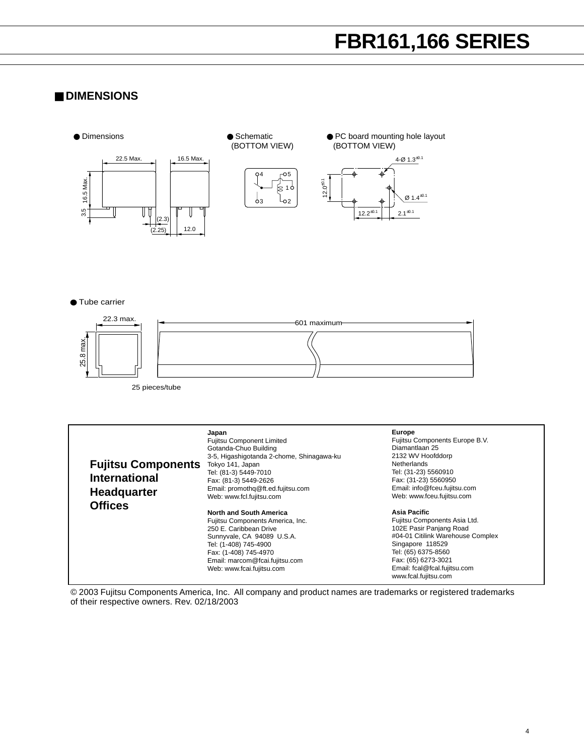## DIMENSIONS

● Dimensions

22.5 Max.
16.5 Max.
16.5 Max.
3.5
(2.3)
(2.25)
12.0

● Schematic
(BOTTOM VIEW)

4
5
1
3
2

● PC board mounting hole layout
(BOTTOM VIEW)

4-Ø 1.3$^{\pm 0.1}$
12.0$^{\pm 0.1}$
Ø 1.4$^{\pm 0.1}$
12.2$^{\pm 0.1}$
2.1$^{\pm 0.1}$

● Tube carrier

22.3 max.
25.8 max.
601 maximum

25 pieces/tube

| | | |
|---|---|---|
| **Fujitsu Components International Headquarter Offices** | **Japan**<br>Fujitsu Component Limited<br>Gotanda-Chuo Building<br>3-5, Higashigotanda 2-chome, Shinagawa-ku<br>Tokyo 141, Japan<br>Tel: (81-3) 5449-7010<br>Fax: (81-3) 5449-2626<br>Email: promothq@ft.ed.fujitsu.com<br>Web: www.fcl.fujitsu.com<br><br>**North and South America**<br>Fujitsu Components America, Inc.<br>250 E. Caribbean Drive<br>Sunnyvale, CA 94089 U.S.A.<br>Tel: (1-408) 745-4900<br>Fax: (1-408) 745-4970<br>Email: marcom@fcai.fujitsu.com<br>Web: www.fcai.fujitsu.com | **Europe**<br>Fujitsu Components Europe B.V.<br>Diamantlaan 25<br>2132 WV Hoofddorp<br>Netherlands<br>Tel: (31-23) 5560910<br>Fax: (31-23) 5560950<br>Email: info@fceu.fujitsu.com<br>Web: www.fceu.fujitsu.com<br><br>**Asia Pacific**<br>Fujitsu Components Asia Ltd.<br>102E Pasir Panjang Road<br>#04-01 Citilink Warehouse Complex<br>Singapore 118529<br>Tel: (65) 6375-8560<br>Fax: (65) 6273-3021<br>Email: fcal@fcal.fujitsu.com<br>www.fcal.fujitsu.com |

© 2003 Fujitsu Components America, Inc. All company and product names are trademarks or registered trademarks of their respective owners. Rev. 02/18/2003